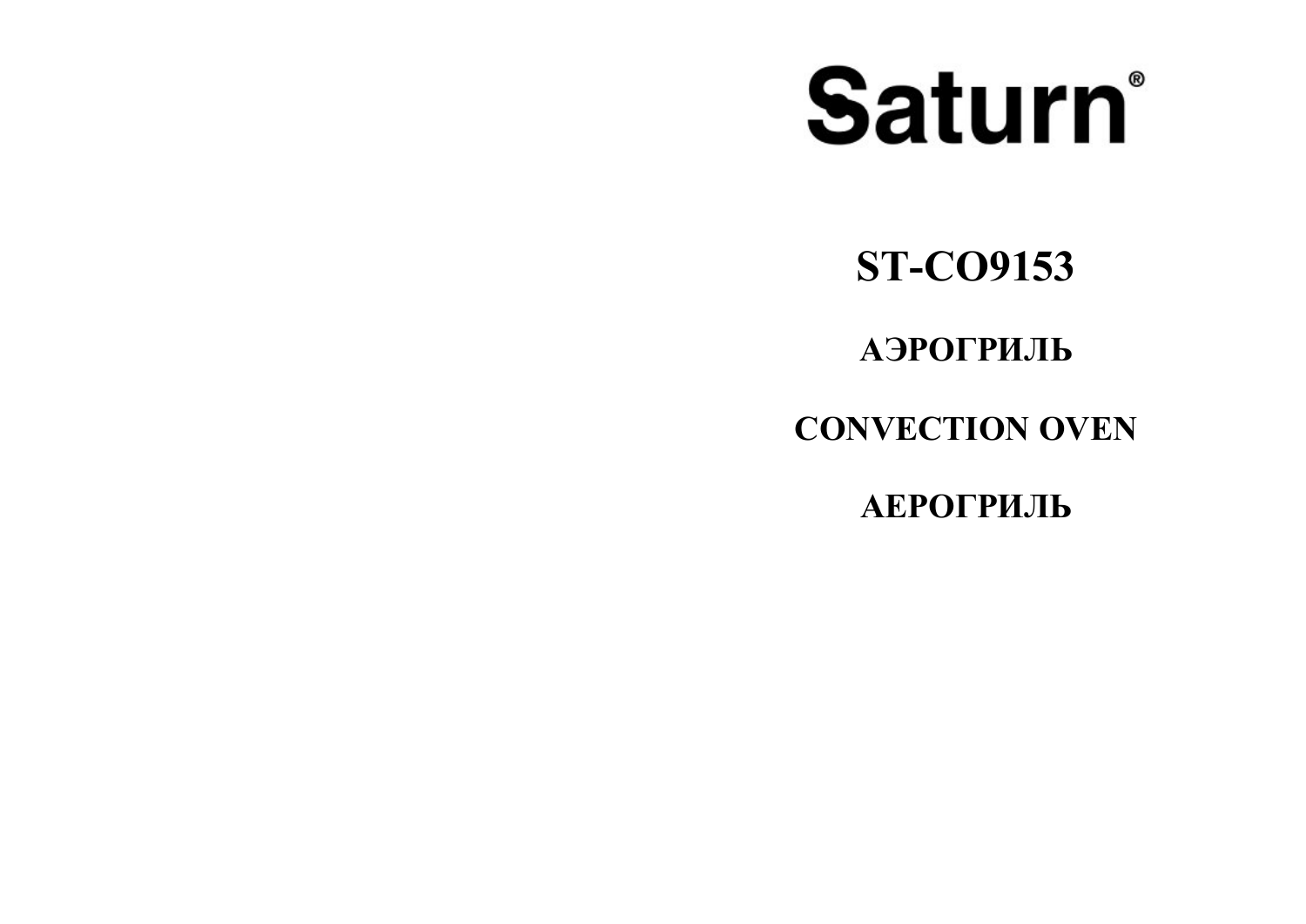# Saturn®

## ST-CO9153

## АЭРОГРИЛЬ

## CONVECTION OVEN

## АЕРОГРИЛЬ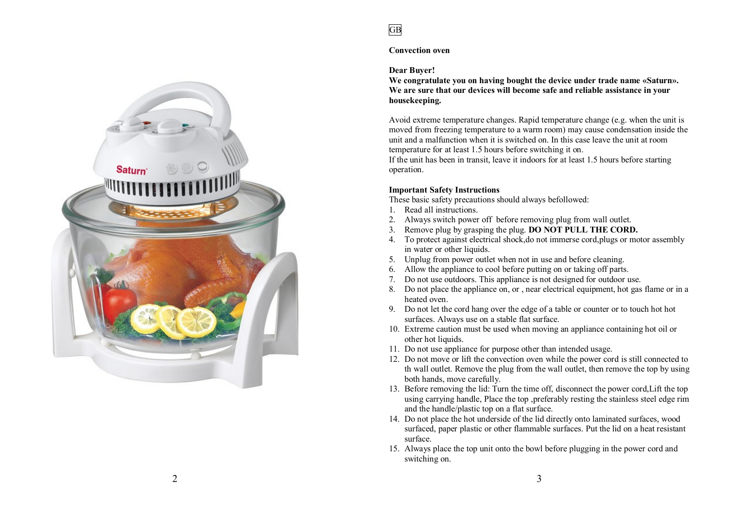GB

**Convection oven**

**Dear Buyer!**
**We congratulate you on having bought the device under trade name «Saturn». We are sure that our devices will become safe and reliable assistance in your housekeeping.**

Avoid extreme temperature changes. Rapid temperature change (e.g. when the unit is moved from freezing temperature to a warm room) may cause condensation inside the unit and a malfunction when it is switched on. In this case leave the unit at room temperature for at least 1.5 hours before switching it on.
If the unit has been in transit, leave it indoors for at least 1.5 hours before starting operation.

**Important Safety Instructions**
These basic safety precautions should always befollowed:

1. Read all instructions.
2. Always switch power off before removing plug from wall outlet.
3. Remove plug by grasping the plug. **DO NOT PULL THE CORD.**
4. To protect against electrical shock,do not immerse cord,plugs or motor assembly in water or other liquids.
5. Unplug from power outlet when not in use and before cleaning.
6. Allow the appliance to cool before putting on or taking off parts.
7. Do not use outdoors. This appliance is not designed for outdoor use.
8. Do not place the appliance on, or , near electrical equipment, hot gas flame or in a heated oven.
9. Do not let the cord hang over the edge of a table or counter or to touch hot hot surfaces. Always use on a stable flat surface.
10. Extreme caution must be used when moving an appliance containing hot oil or other hot liquids.
11. Do not use appliance for purpose other than intended usage.
12. Do not move or lift the convection oven while the power cord is still connected to th wall outlet. Remove the plug from the wall outlet, then remove the top by using both hands, move carefully.
13. Before removing the lid: Turn the time off, disconnect the power cord,Lift the top using carrying handle, Place the top ,preferably resting the stainless steel edge rim and the handle/plastic top on a flat surface.
14. Do not place the hot underside of the lid directly onto laminated surfaces, wood surfaced, paper plastic or other flammable surfaces. Put the lid on a heat resistant surface.
15. Always place the top unit onto the bowl before plugging in the power cord and switching on.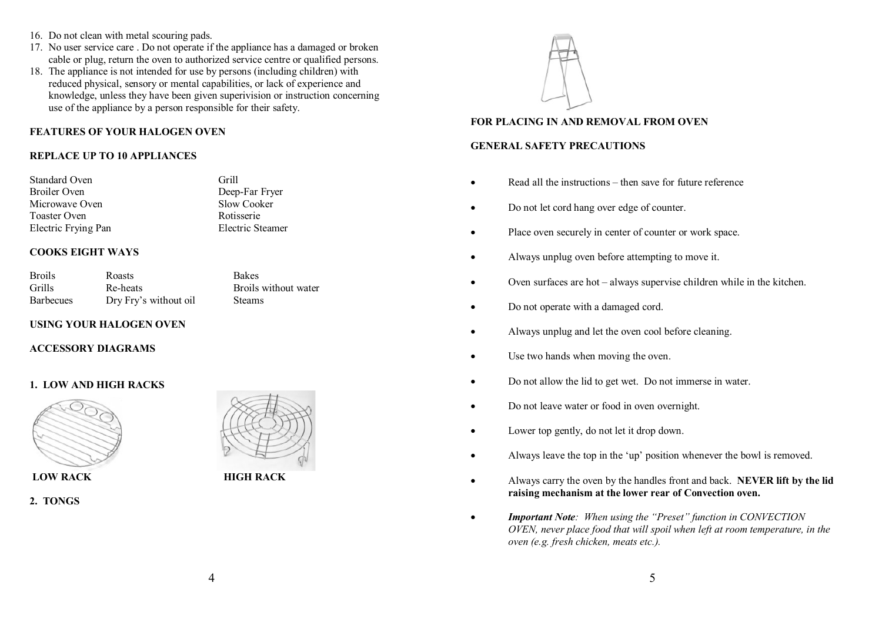16. Do not clean with metal scouring pads.
17. No user service care . Do not operate if the appliance has a damaged or broken cable or plug, return the oven to authorized service centre or qualified persons.
18. The appliance is not intended for use by persons (including children) with reduced physical, sensory or mental capabilities, or lack of experience and knowledge, unless they have been given superivision or instruction concerning use of the appliance by a person responsible for their safety.

**FEATURES OF YOUR HALOGEN OVEN**

**REPLACE UP TO 10 APPLIANCES**

| | |
|---|---|
| Standard Oven | Grill |
| Broiler Oven | Deep-Far Fryer |
| Microwave Oven | Slow Cooker |
| Toaster Oven | Rotisserie |
| Electric Frying Pan | Electric Steamer |

**COOKS EIGHT WAYS**

| | | |
|---|---|---|
| Broils | Roasts | Bakes |
| Grills | Re-heats | Broils without water |
| Barbecues | Dry Fry's without oil | Steams |

**USING YOUR HALOGEN OVEN**

**ACCESSORY DIAGRAMS**

**1. LOW AND HIGH RACKS**

**LOW RACK** **HIGH RACK**

**2. TONGS**

**FOR PLACING IN AND REMOVAL FROM OVEN**

**GENERAL SAFETY PRECAUTIONS**

- Read all the instructions – then save for future reference
- Do not let cord hang over edge of counter.
- Place oven securely in center of counter or work space.
- Always unplug oven before attempting to move it.
- Oven surfaces are hot – always supervise children while in the kitchen.
- Do not operate with a damaged cord.
- Always unplug and let the oven cool before cleaning.
- Use two hands when moving the oven.
- Do not allow the lid to get wet. Do not immerse in water.
- Do not leave water or food in oven overnight.
- Lower top gently, do not let it drop down.
- Always leave the top in the 'up' position whenever the bowl is removed.
- Always carry the oven by the handles front and back. **NEVER lift by the lid raising mechanism at the lower rear of Convection oven.**
- ***Important Note**: When using the "Preset" function in CONVECTION OVEN, never place food that will spoil when left at room temperature, in the oven (e.g. fresh chicken, meats etc.).*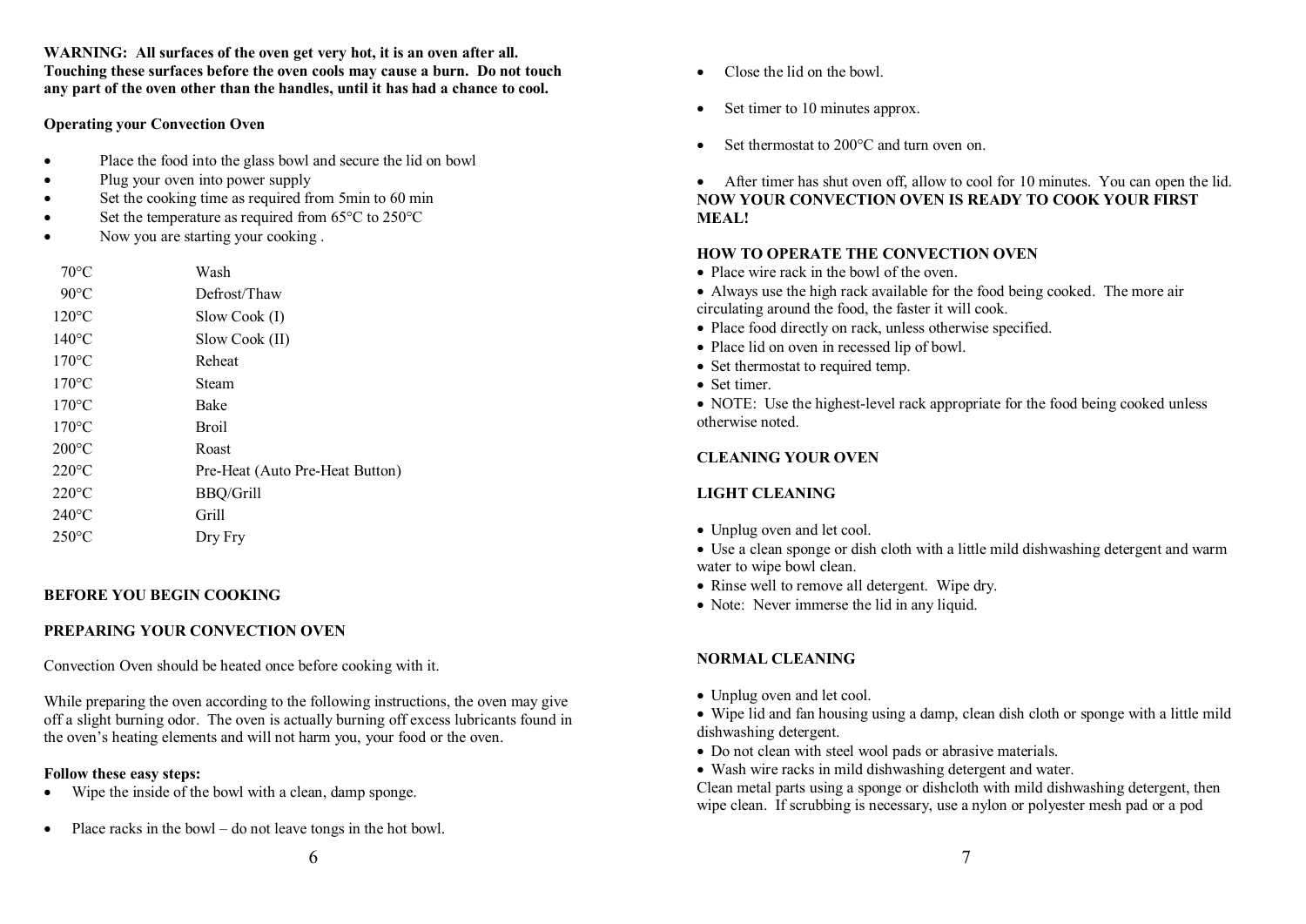**WARNING: All surfaces of the oven get very hot, it is an oven after all. Touching these surfaces before the oven cools may cause a burn. Do not touch any part of the oven other than the handles, until it has had a chance to cool.**

**Operating your Convection Oven**

- Place the food into the glass bowl and secure the lid on bowl
- Plug your oven into power supply
- Set the cooking time as required from 5min to 60 min
- Set the temperature as required from 65°C to 250°C
- Now you are starting your cooking .

| | |
|---|---|
| 70°C | Wash |
| 90°C | Defrost/Thaw |
| 120°C | Slow Cook (I) |
| 140°C | Slow Cook (II) |
| 170°C | Reheat |
| 170°C | Steam |
| 170°C | Bake |
| 170°C | Broil |
| 200°C | Roast |
| 220°C | Pre-Heat (Auto Pre-Heat Button) |
| 220°C | BBQ/Grill |
| 240°C | Grill |
| 250°C | Dry Fry |

**BEFORE YOU BEGIN COOKING**

**PREPARING YOUR CONVECTION OVEN**

Convection Oven should be heated once before cooking with it.

While preparing the oven according to the following instructions, the oven may give off a slight burning odor. The oven is actually burning off excess lubricants found in the oven's heating elements and will not harm you, your food or the oven.

**Follow these easy steps:**

- Wipe the inside of the bowl with a clean, damp sponge.
- Place racks in the bowl – do not leave tongs in the hot bowl.
- Close the lid on the bowl.
- Set timer to 10 minutes approx.
- Set thermostat to 200°C and turn oven on.
- After timer has shut oven off, allow to cool for 10 minutes. You can open the lid.

**NOW YOUR CONVECTION OVEN IS READY TO COOK YOUR FIRST MEAL!**

**HOW TO OPERATE THE CONVECTION OVEN**

- Place wire rack in the bowl of the oven.
- Always use the high rack available for the food being cooked. The more air circulating around the food, the faster it will cook.
- Place food directly on rack, unless otherwise specified.
- Place lid on oven in recessed lip of bowl.
- Set thermostat to required temp.
- Set timer.
- NOTE: Use the highest-level rack appropriate for the food being cooked unless otherwise noted.

**CLEANING YOUR OVEN**

**LIGHT CLEANING**

- Unplug oven and let cool.
- Use a clean sponge or dish cloth with a little mild dishwashing detergent and warm water to wipe bowl clean.
- Rinse well to remove all detergent. Wipe dry.
- Note: Never immerse the lid in any liquid.

**NORMAL CLEANING**

- Unplug oven and let cool.
- Wipe lid and fan housing using a damp, clean dish cloth or sponge with a little mild dishwashing detergent.
- Do not clean with steel wool pads or abrasive materials.
- Wash wire racks in mild dishwashing detergent and water.

Clean metal parts using a sponge or dishcloth with mild dishwashing detergent, then wipe clean. If scrubbing is necessary, use a nylon or polyester mesh pad or a pod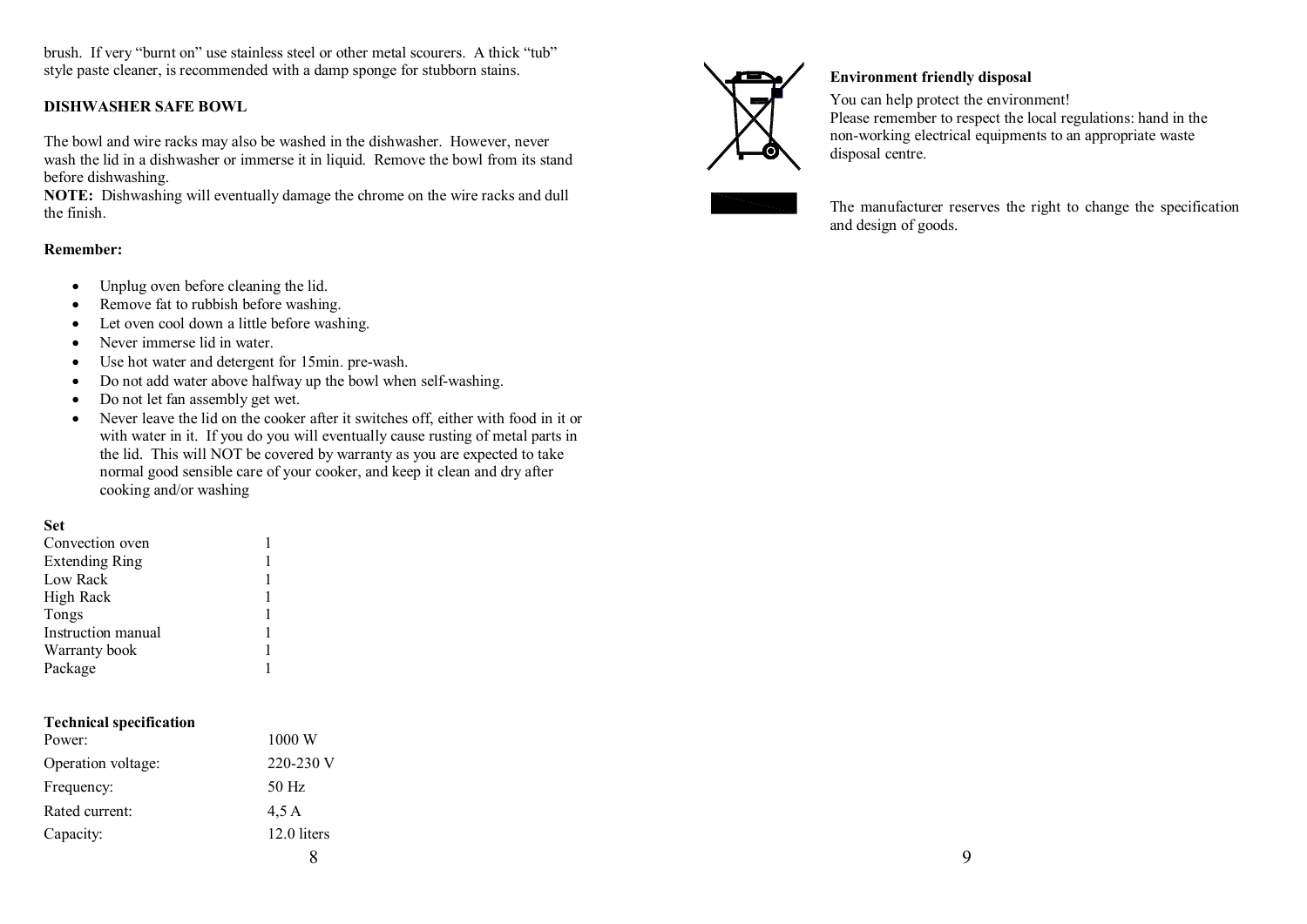brush. If very "burnt on" use stainless steel or other metal scourers. A thick "tub" style paste cleaner, is recommended with a damp sponge for stubborn stains.

**DISHWASHER SAFE BOWL**

The bowl and wire racks may also be washed in the dishwasher. However, never wash the lid in a dishwasher or immerse it in liquid. Remove the bowl from its stand before dishwashing.
**NOTE:** Dishwashing will eventually damage the chrome on the wire racks and dull the finish.

**Remember:**

- Unplug oven before cleaning the lid.
- Remove fat to rubbish before washing.
- Let oven cool down a little before washing.
- Never immerse lid in water.
- Use hot water and detergent for 15min. pre-wash.
- Do not add water above halfway up the bowl when self-washing.
- Do not let fan assembly get wet.
- Never leave the lid on the cooker after it switches off, either with food in it or with water in it. If you do you will eventually cause rusting of metal parts in the lid. This will NOT be covered by warranty as you are expected to take normal good sensible care of your cooker, and keep it clean and dry after cooking and/or washing

**Set**

| | |
|---|---|
| Convection oven | 1 |
| Extending Ring | 1 |
| Low Rack | 1 |
| High Rack | 1 |
| Tongs | 1 |
| Instruction manual | 1 |
| Warranty book | 1 |
| Package | 1 |

**Technical specification**

| | |
|---|---|
| Power: | 1000 W |
| Operation voltage: | 220-230 V |
| Frequency: | 50 Hz |
| Rated current: | 4,5 A |
| Capacity: | 12.0 liters |

**Environment friendly disposal**

You can help protect the environment!
Please remember to respect the local regulations: hand in the non-working electrical equipments to an appropriate waste disposal centre.

The manufacturer reserves the right to change the specification and design of goods.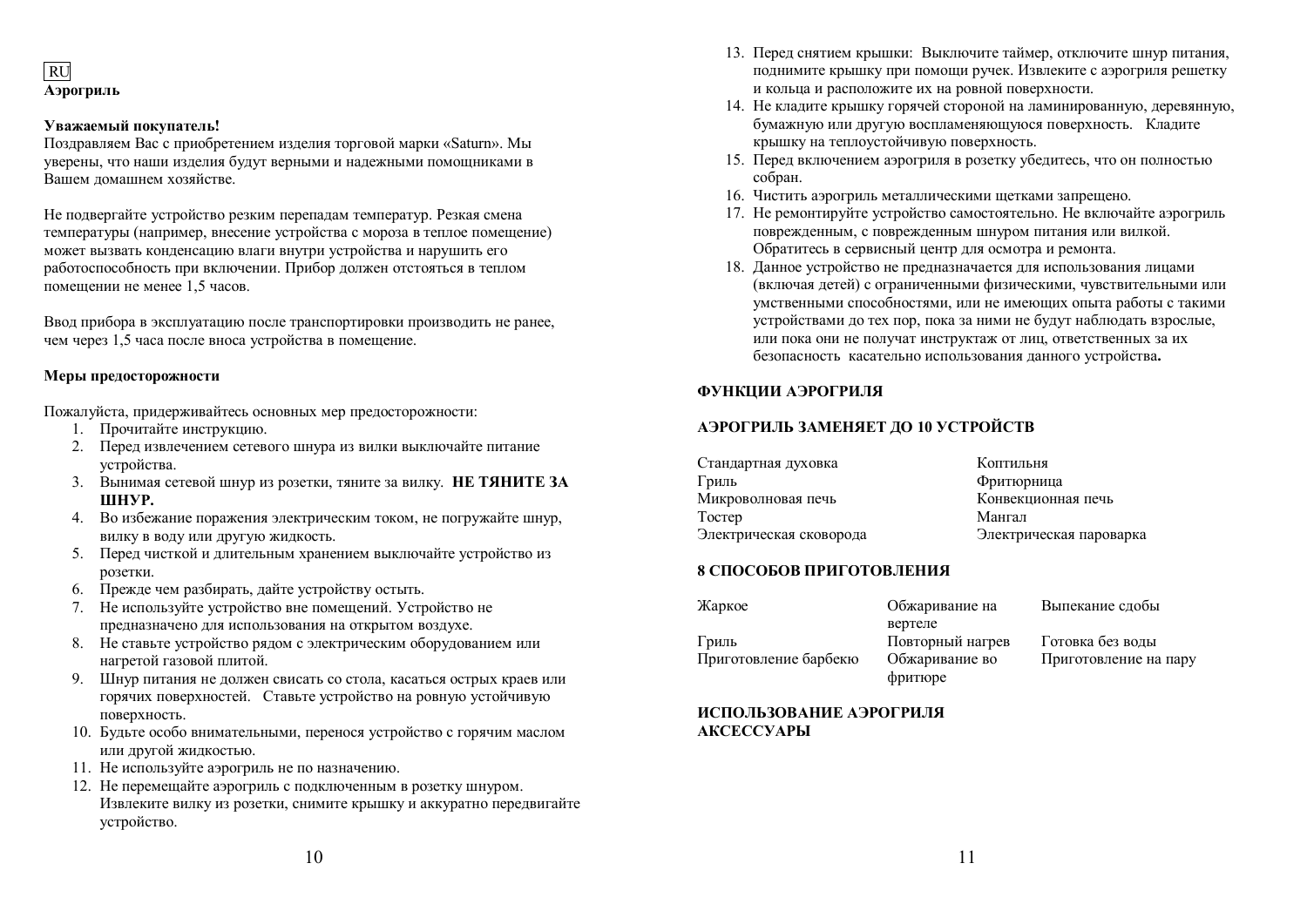RU

# Аэрогриль

**Уважаемый покупатель!**

Поздравляем Вас с приобретением изделия торговой марки «Saturn». Мы уверены, что наши изделия будут верными и надежными помощниками в Вашем домашнем хозяйстве.

Не подвергайте устройство резким перепадам температур. Резкая смена температуры (например, внесение устройства с мороза в теплое помещение) может вызвать конденсацию влаги внутри устройства и нарушить его работоспособность при включении. Прибор должен отстояться в теплом помещении не менее 1,5 часов.

Ввод прибора в эксплуатацию после транспортировки производить не ранее, чем через 1,5 часа после вноса устройства в помещение.

## Меры предосторожности

Пожалуйста, придерживайтесь основных мер предосторожности:

1. Прочитайте инструкцию.
2. Перед извлечением сетевого шнура из вилки выключайте питание устройства.
3. Вынимая сетевой шнур из розетки, тяните за вилку. **НЕ ТЯНИТЕ ЗА ШНУР.**
4. Во избежание поражения электрическим током, не погружайте шнур, вилку в воду или другую жидкость.
5. Перед чисткой и длительным хранением выключайте устройство из розетки.
6. Прежде чем разбирать, дайте устройству остыть.
7. Не используйте устройство вне помещений. Устройство не предназначено для использования на открытом воздухе.
8. Не ставьте устройство рядом с электрическим оборудованием или нагретой газовой плитой.
9. Шнур питания не должен свисать со стола, касаться острых краев или горячих поверхностей. Ставьте устройство на ровную устойчивую поверхность.
10. Будьте особо внимательными, перенося устройство с горячим маслом или другой жидкостью.
11. Не используйте аэрогриль не по назначению.
12. Не перемещайте аэрогриль с подключенным в розетку шнуром. Извлеките вилку из розетки, снимите крышку и аккуратно передвигайте устройство.
13. Перед снятием крышки: Выключите таймер, отключите шнур питания, поднимите крышку при помощи ручек. Извлеките с аэрогриля решетку и кольца и расположите их на ровной поверхности.
14. Не кладите крышку горячей стороной на ламинированную, деревянную, бумажную или другую воспламеняющуюся поверхность. Кладите крышку на теплоустойчивую поверхность.
15. Перед включением аэрогриля в розетку убедитесь, что он полностью собран.
16. Чистить аэрогриль металлическими щетками запрещено.
17. Не ремонтируйте устройство самостоятельно. Не включайте аэрогриль поврежденным, с поврежденным шнуром питания или вилкой. Обратитесь в сервисный центр для осмотра и ремонта.
18. Данное устройство не предназначается для использования лицами (включая детей) с ограниченными физическими, чувствительными или умственными способностями, или не имеющих опыта работы с такими устройствами до тех пор, пока за ними не будут наблюдать взрослые, или пока они не получат инструктаж от лиц, ответственных за их безопасность касательно использования данного устройства**.**

## ФУНКЦИИ АЭРОГРИЛЯ

## АЭРОГРИЛЬ ЗАМЕНЯЕТ ДО 10 УСТРОЙСТВ

| | |
|---|---|
| Стандартная духовка | Коптильня |
| Гриль | Фритюрница |
| Микроволновая печь | Конвекционная печь |
| Тостер | Мангал |
| Электрическая сковорода | Электрическая пароварка |

## 8 СПОСОБОВ ПРИГОТОВЛЕНИЯ

| | | |
|---|---|---|
| Жаркое | Обжаривание на вертеле | Выпекание сдобы |
| Гриль | Повторный нагрев | Готовка без воды |
| Приготовление барбекю | Обжаривание во фритюре | Приготовление на пару |

## ИСПОЛЬЗОВАНИЕ АЭРОГРИЛЯ
## АКСЕССУАРЫ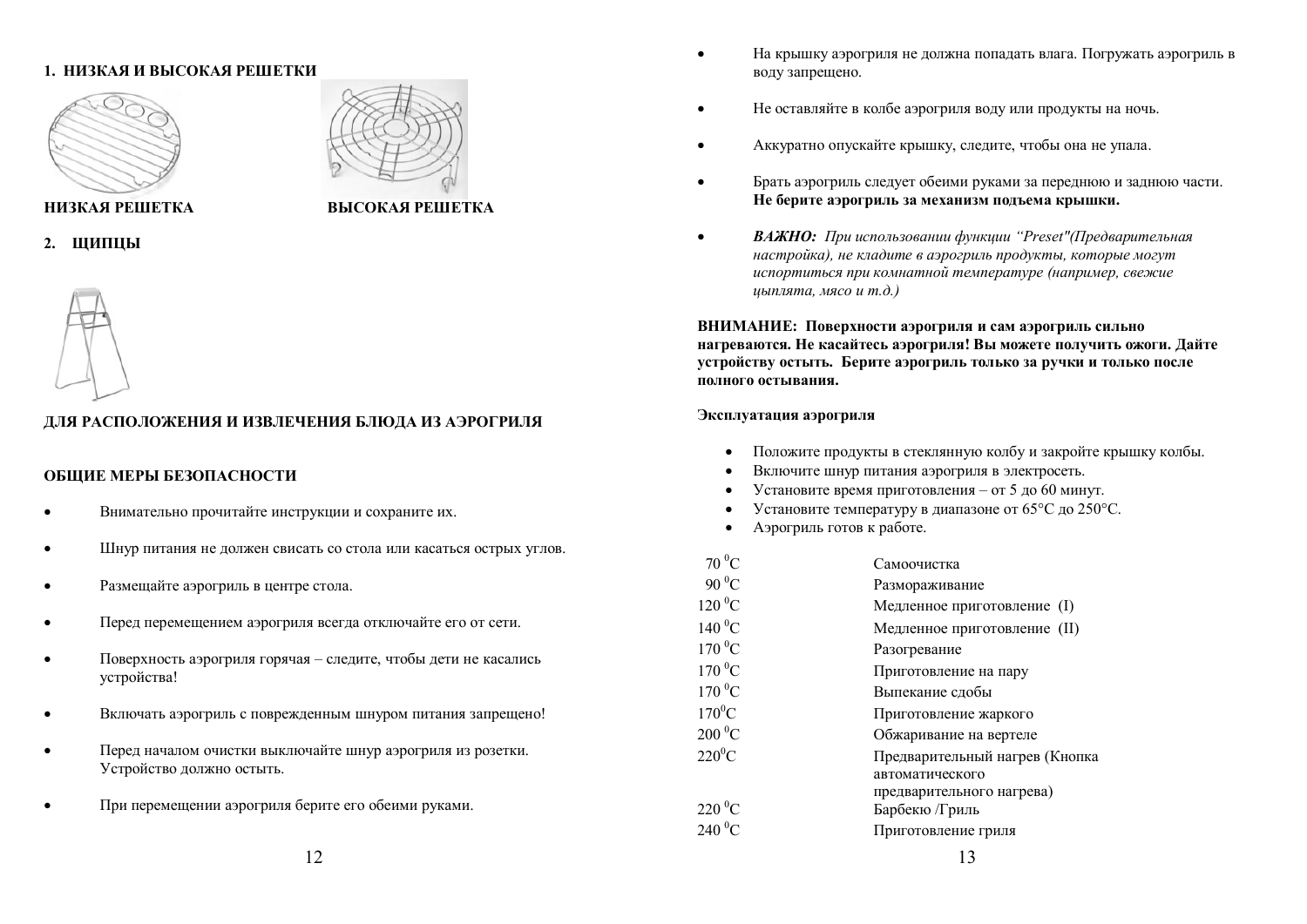## 1. НИЗКАЯ И ВЫСОКАЯ РЕШЕТКИ

**НИЗКАЯ РЕШЕТКА** **ВЫСОКАЯ РЕШЕТКА**

## 2. ЩИПЦЫ

**ДЛЯ РАСПОЛОЖЕНИЯ И ИЗВЛЕЧЕНИЯ БЛЮДА ИЗ АЭРОГРИЛЯ**

**ОБЩИЕ МЕРЫ БЕЗОПАСНОСТИ**

- Внимательно прочитайте инструкции и сохраните их.
- Шнур питания не должен свисать со стола или касаться острых углов.
- Размещайте аэрогриль в центре стола.
- Перед перемещением аэрогриля всегда отключайте его от сети.
- Поверхность аэрогриля горячая – следите, чтобы дети не касались устройства!
- Включать аэрогриль с поврежденным шнуром питания запрещено!
- Перед началом очистки выключайте шнур аэрогриля из розетки. Устройство должно остыть.
- При перемещении аэрогриля берите его обеими руками.
- На крышку аэрогриля не должна попадать влага. Погружать аэрогриль в воду запрещено.
- Не оставляйте в колбе аэрогриля воду или продукты на ночь.
- Аккуратно опускайте крышку, следите, чтобы она не упала.
- Брать аэрогриль следует обеими руками за переднюю и заднюю части. **Не берите аэрогриль за механизм подъема крышки.**
- ***ВАЖНО:*** *При использовании функции "Preset"(Предварительная настройка), не кладите в аэрогриль продукты, которые могут испортиться при комнатной температуре (например, свежие цыплята, мясо и т.д.)*

**ВНИМАНИЕ: Поверхности аэрогриля и сам аэрогриль сильно нагреваются. Не касайтесь аэрогриля! Вы можете получить ожоги. Дайте устройству остыть. Берите аэрогриль только за ручки и только после полного остывания.**

**Эксплуатация аэрогриля**

- Положите продукты в стеклянную колбу и закройте крышку колбы.
- Включите шнур питания аэрогриля в электросеть.
- Установите время приготовления – от 5 до 60 минут.
- Установите температуру в диапазоне от 65°C до 250°C.
- Аэрогриль готов к работе.

| | |
|---|---|
| 70 °C | Самоочистка |
| 90 °C | Размораживание |
| 120 °C | Медленное приготовление (I) |
| 140 °C | Медленное приготовление (II) |
| 170 °C | Разогревание |
| 170 °C | Приготовление на пару |
| 170 °C | Выпекание сдобы |
| 170°C | Приготовление жаркого |
| 200 °C | Обжаривание на вертеле |
| 220°C | Предварительный нагрев (Кнопка автоматического предварительного нагрева) |
| 220 °C | Барбекю /Гриль |
| 240 °C | Приготовление гриля |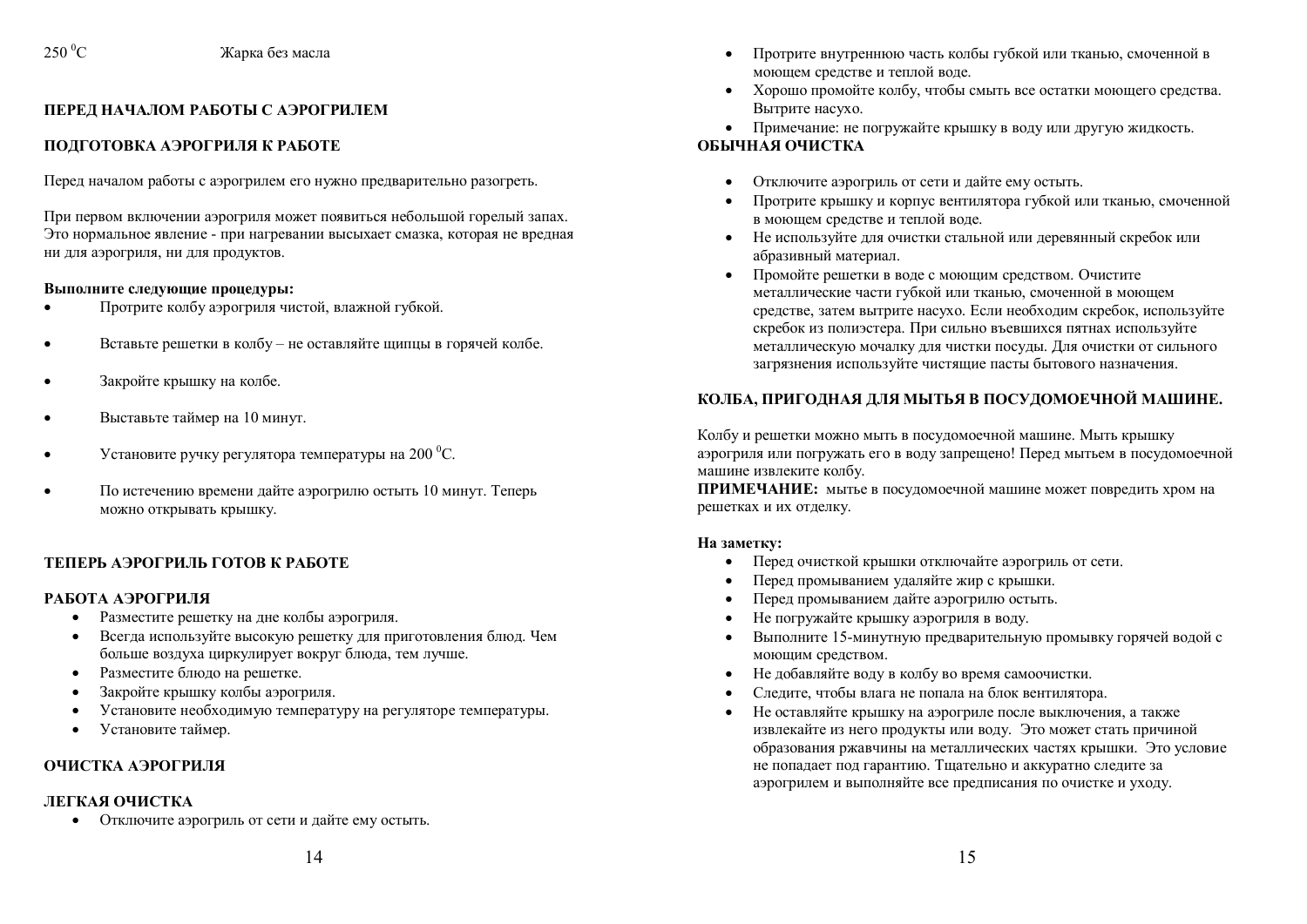250 $^{0}$C Жарка без масла

## ПЕРЕД НАЧАЛОМ РАБОТЫ С АЭРОГРИЛЕМ

## ПОДГОТОВКА АЭРОГРИЛЯ К РАБОТЕ

Перед началом работы с аэрогрилем его нужно предварительно разогреть.

При первом включении аэрогриля может появиться небольшой горелый запах. Это нормальное явление - при нагревании высыхает смазка, которая не вредная ни для аэрогриля, ни для продуктов.

**Выполните следующие процедуры:**

- Протрите колбу аэрогриля чистой, влажной губкой.
- Вставьте решетки в колбу – не оставляйте щипцы в горячей колбе.
- Закройте крышку на колбе.
- Выставьте таймер на 10 минут.
- Установите ручку регулятора температуры на 200 $^{0}$C.
- По истечению времени дайте аэрогрилю остыть 10 минут. Теперь можно открывать крышку.

## ТЕПЕРЬ АЭРОГРИЛЬ ГОТОВ К РАБОТЕ

## РАБОТА АЭРОГРИЛЯ

- Разместите решетку на дне колбы аэрогриля.
- Всегда используйте высокую решетку для приготовления блюд. Чем больше воздуха циркулирует вокруг блюда, тем лучше.
- Разместите блюдо на решетке.
- Закройте крышку колбы аэрогриля.
- Установите необходимую температуру на регуляторе температуры.
- Установите таймер.

## ОЧИСТКА АЭРОГРИЛЯ

## ЛЕГКАЯ ОЧИСТКА

- Отключите аэрогриль от сети и дайте ему остыть.
- Протрите внутреннюю часть колбы губкой или тканью, смоченной в моющем средстве и теплой воде.
- Хорошо промойте колбу, чтобы смыть все остатки моющего средства. Вытрите насухо.
- Примечание: не погружайте крышку в воду или другую жидкость.

## ОБЫЧНАЯ ОЧИСТКА

- Отключите аэрогриль от сети и дайте ему остыть.
- Протрите крышку и корпус вентилятора губкой или тканью, смоченной в моющем средстве и теплой воде.
- Не используйте для очистки стальной или деревянный скребок или абразивный материал.
- Промойте решетки в воде с моющим средством. Очистите металлические части губкой или тканью, смоченной в моющем средстве, затем вытрите насухо. Если необходим скребок, используйте скребок из полиэстера. При сильно въевшихся пятнах используйте металлическую мочалку для чистки посуды. Для очистки от сильного загрязнения используйте чистящие пасты бытового назначения.

## КОЛБА, ПРИГОДНАЯ ДЛЯ МЫТЬЯ В ПОСУДОМОЕЧНОЙ МАШИНЕ.

Колбу и решетки можно мыть в посудомоечной машине. Мыть крышку аэрогриля или погружать его в воду запрещено! Перед мытьем в посудомоечной машине извлеките колбу.

**ПРИМЕЧАНИЕ:** мытье в посудомоечной машине может повредить хром на решетках и их отделку.

**На заметку:**

- Перед очисткой крышки отключайте аэрогриль от сети.
- Перед промыванием удаляйте жир с крышки.
- Перед промыванием дайте аэрогрилю остыть.
- Не погружайте крышку аэрогриля в воду.
- Выполните 15-минутную предварительную промывку горячей водой с моющим средством.
- Не добавляйте воду в колбу во время самоочистки.
- Следите, чтобы влага не попала на блок вентилятора.
- Не оставляйте крышку на аэрогриле после выключения, а также извлекайте из него продукты или воду. Это может стать причиной образования ржавчины на металлических частях крышки. Это условие не попадает под гарантию. Тщательно и аккуратно следите за аэрогрилем и выполняйте все предписания по очистке и уходу.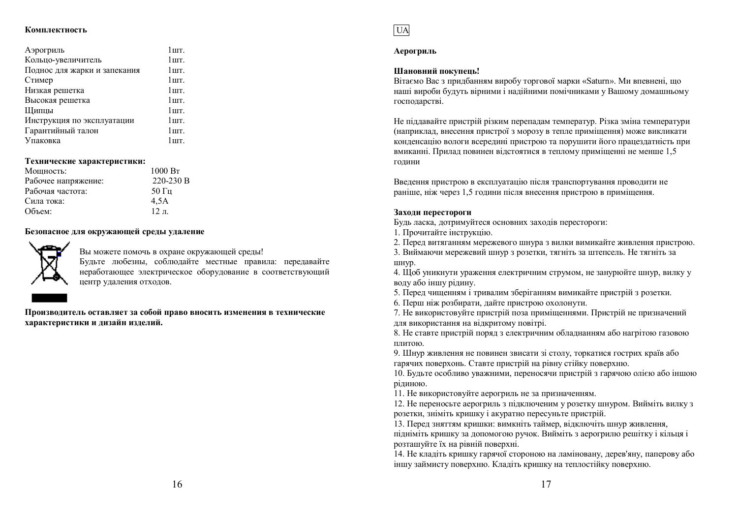**Комплектность**

| | |
|---|---|
| Аэрогриль | 1шт. |
| Кольцо-увеличитель | 1шт. |
| Поднос для жарки и запекания | 1шт. |
| Стимер | 1шт. |
| Низкая решетка | 1шт. |
| Высокая решетка | 1шт. |
| Щипцы | 1шт. |
| Инструкция по эксплуатации | 1шт. |
| Гарантийный талон | 1шт. |
| Упаковка | 1шт. |

**Технические характеристики:**

| | |
|---|---|
| Мощность: | 1000 Вт |
| Рабочее напряжение: | 220-230 В |
| Рабочая частота: | 50 Гц |
| Сила тока: | 4,5А |
| Объем: | 12 л. |

**Безопасное для окружающей среды удаление**

Вы можете помочь в охране окружающей среды!
Будьте любезны, соблюдайте местные правила: передавайте неработающее электрическое оборудование в соответствующий центр удаления отходов.

**Производитель оставляет за собой право вносить изменения в технические характеристики и дизайн изделий.**

UA

**Аерогриль**

**Шановний покупець!**
Вітаємо Вас з придбанням виробу торгової марки «Saturn». Ми впевнені, що наші вироби будуть вірними і надійними помічниками у Вашому домашньому господарстві.

Не піддавайте пристрій різким перепадам температур. Різка зміна температури (наприклад, внесення пристрої з морозу в тепле приміщення) може викликати конденсацію вологи всередині пристрою та порушити його працездатність при вмиканні. Прилад повинен відстоятися в теплому приміщенні не менше 1,5 години

Введення пристрою в експлуатацію після транспортування проводити не раніше, ніж через 1,5 години після внесення пристрою в приміщення.

**Заходи перестороги**
Будь ласка, дотримуйтеся основних заходів перестороги:
1. Прочитайте інструкцію.
2. Перед витяганням мережевого шнура з вилки вимикайте живлення пристрою.
3. Виймаючи мережевий шнур з розетки, тягніть за штепсель. Не тягніть за шнур.
4. Щоб уникнути ураження електричним струмом, не занурюйте шнур, вилку у воду або іншу рідину.
5. Перед чищенням і тривалим зберіганням вимикайте пристрій з розетки.
6. Перш ніж розбирати, дайте пристрою охолонути.
7. Не використовуйте пристрій поза приміщеннями. Пристрій не призначений для використання на відкритому повітрі.
8. Не ставте пристрій поряд з електричним обладнанням або нагрітою газовою плитою.
9. Шнур живлення не повинен звисати зі столу, торкатися гострих країв або гарячих поверхонь. Ставте пристрій на рівну стійку поверхню.
10. Будьте особливо уважними, переносячи пристрій з гарячою олією або іншою рідиною.
11. Не використовуйте аерогриль не за призначенням.
12. Не переносьте аерогриль з підключеним у розетку шнуром. Вийміть вилку з розетки, зніміть кришку і акуратно пересуньте пристрій.
13. Перед зняттям кришки: вимкніть таймер, відключіть шнур живлення, підніміть кришку за допомогою ручок. Вийміть з аерогрилю решітку і кільця і розташуйте їх на рівній поверхні.
14. Не кладіть кришку гарячої стороною на ламіновану, дерев'яну, паперову або іншу займисту поверхню. Кладіть кришку на теплостійку поверхню.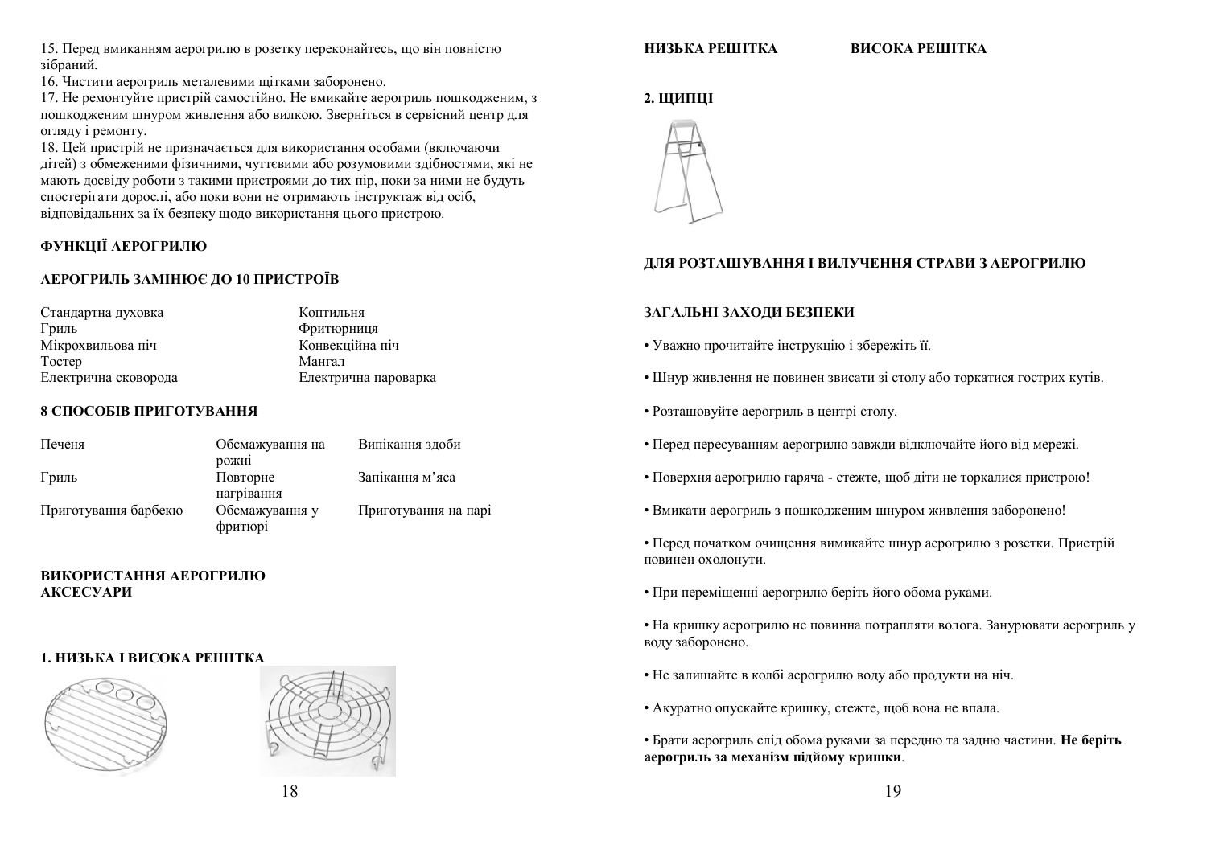15. Перед вмиканням аерогрилю в розетку переконайтесь, що він повністю зібраний.
16. Чистити аерогриль металевими щітками заборонено.
17. Не ремонтуйте пристрій самостійно. Не вмикайте аерогриль пошкодженим, з пошкодженим шнуром живлення або вилкою. Зверніться в сервісний центр для огляду і ремонту.
18. Цей пристрій не призначається для використання особами (включаючи дітей) з обмеженими фізичними, чуттєвими або розумовими здібностями, які не мають досвіду роботи з такими пристроями до тих пір, поки за ними не будуть спостерігати дорослі, або поки вони не отримають інструктаж від осіб, відповідальних за їх безпеку щодо використання цього пристрою.

**ФУНКЦІЇ АЕРОГРИЛЮ**

**АЕРОГРИЛЬ ЗАМІНЮЄ ДО 10 ПРИСТРОЇВ**

| | |
|---|---|
| Стандартна духовка | Коптильня |
| Гриль | Фритюрниця |
| Мікрохвильова піч | Конвекційна піч |
| Тостер | Мангал |
| Електрична сковорода | Електрична пароварка |

**8 СПОСОБІВ ПРИГОТУВАННЯ**

| | | |
|---|---|---|
| Печеня | Обсмажування на рожні | Випікання здоби |
| Гриль | Повторне нагрівання | Запікання м'яса |
| Приготування барбекю | Обсмажування у фритюрі | Приготування на парі |

**ВИКОРИСТАННЯ АЕРОГРИЛЮ**
**АКСЕСУАРИ**

**1. НИЗЬКА І ВИСОКА РЕШІТКА**

**НИЗЬКА РЕШІТКА** **ВИСОКА РЕШІТКА**

**2. ЩИПЦІ**

**ДЛЯ РОЗТАШУВАННЯ І ВИЛУЧЕННЯ СТРАВИ З АЕРОГРИЛЮ**

**ЗАГАЛЬНІ ЗАХОДИ БЕЗПЕКИ**

• Уважно прочитайте інструкцію і збережіть її.

• Шнур живлення не повинен звисати зі столу або торкатися гострих кутів.

• Розташовуйте аерогриль в центрі столу.

• Перед пересуванням аерогрилю завжди відключайте його від мережі.

• Поверхня аерогрилю гаряча - стежте, щоб діти не торкалися пристрою!

• Вмикати аерогриль з пошкодженим шнуром живлення заборонено!

• Перед початком очищення вимикайте шнур аерогрилю з розетки. Пристрій повинен охолонути.

• При переміщенні аерогрилю беріть його обома руками.

• На кришку аерогрилю не повинна потрапляти волога. Занурювати аерогриль у воду заборонено.

• Не залишайте в колбі аерогрилю воду або продукти на ніч.

• Акуратно опускайте кришку, стежте, щоб вона не впала.

• Брати аерогриль слід обома руками за передню та задню частини. **Не беріть аерогриль за механізм підйому кришки**.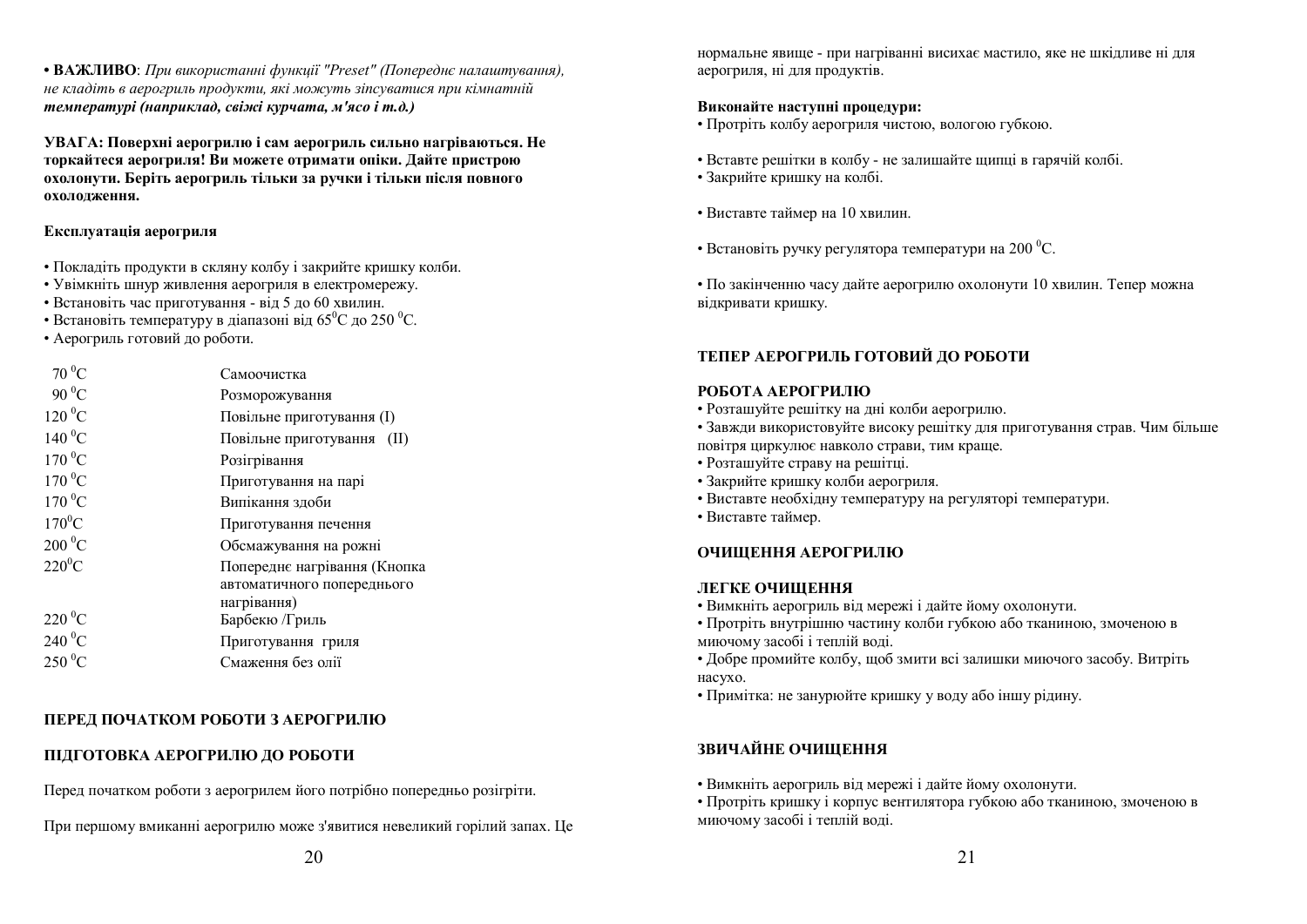• **ВАЖЛИВО**: *При використанні функції "Preset" (Попереднє налаштування), не кладіть в аерогриль продукти, які можуть зіпсуватися при кімнатній **температурі (наприклад, свіжі курчата, м'ясо і т.д.)***

**УВАГА: Поверхні аерогрилю і сам аерогриль сильно нагріваються. Не торкайтеся аерогриля! Ви можете отримати опіки. Дайте пристрою охолонути. Беріть аерогриль тільки за ручки і тільки після повного охолодження.**

**Експлуатація аерогриля**

- Покладіть продукти в скляну колбу і закрийте кришку колби.
- Увімкніть шнур живлення аерогриля в електромережу.
- Встановіть час приготування - від 5 до 60 хвилин.
- Встановіть температуру в діапазоні від 65$^0$C до 250 $^0$C.
- Аерогриль готовий до роботи.

| | |
|---|---|
| 70 $^0$C | Самоочистка |
| 90 $^0$C | Розморожування |
| 120 $^0$C | Повільне приготування (I) |
| 140 $^0$C | Повільне приготування (II) |
| 170 $^0$C | Розігрівання |
| 170 $^0$C | Приготування на парі |
| 170 $^0$C | Випікання здоби |
| 170$^0$C | Приготування печення |
| 200 $^0$C | Обсмажування на рожні |
| 220$^0$C | Попереднє нагрівання (Кнопка автоматичного попереднього нагрівання) |
| 220 $^0$C | Барбекю /Гриль |
| 240 $^0$C | Приготування гриля |
| 250 $^0$C | Смаження без олії |

**ПЕРЕД ПОЧАТКОМ РОБОТИ З АЕРОГРИЛЮ**

**ПІДГОТОВКА АЕРОГРИЛЮ ДО РОБОТИ**

Перед початком роботи з аерогрилем його потрібно попередньо розігріти.

При першому вмиканні аерогрилю може з'явитися невеликий горілий запах. Це нормальне явище - при нагріванні висихає мастило, яке не шкідливе ні для аерогриля, ні для продуктів.

**Виконайте наступні процедури:**

- Протріть колбу аерогриля чистою, вологою губкою.
- Вставте решітки в колбу - не залишайте щипці в гарячій колбі.
- Закрийте кришку на колбі.
- Виставте таймер на 10 хвилин.
- Встановіть ручку регулятора температури на 200 $^0$C.
- По закінченню часу дайте аерогрилю охолонути 10 хвилин. Тепер можна відкривати кришку.

**ТЕПЕР АЕРОГРИЛЬ ГОТОВИЙ ДО РОБОТИ**

**РОБОТА АЕРОГРИЛЮ**

- Розташуйте решітку на дні колби аерогрилю.
- Завжди використовуйте високу решітку для приготування страв. Чим більше повітря циркулює навколо страви, тим краще.
- Розташуйте страву на решітці.
- Закрийте кришку колби аерогриля.
- Виставте необхідну температуру на регуляторі температури.
- Виставте таймер.

**ОЧИЩЕННЯ АЕРОГРИЛЮ**

**ЛЕГКЕ ОЧИЩЕННЯ**

- Вимкніть аерогриль від мережі і дайте йому охолонути.
- Протріть внутрішню частину колби губкою або тканиною, змоченою в миючому засобі і теплій воді.
- Добре промийте колбу, щоб змити всі залишки миючого засобу. Витріть насухо.
- Примітка: не занурюйте кришку у воду або іншу рідину.

**ЗВИЧАЙНЕ ОЧИЩЕННЯ**

- Вимкніть аерогриль від мережі і дайте йому охолонути.
- Протріть кришку і корпус вентилятора губкою або тканиною, змоченою в миючому засобі і теплій воді.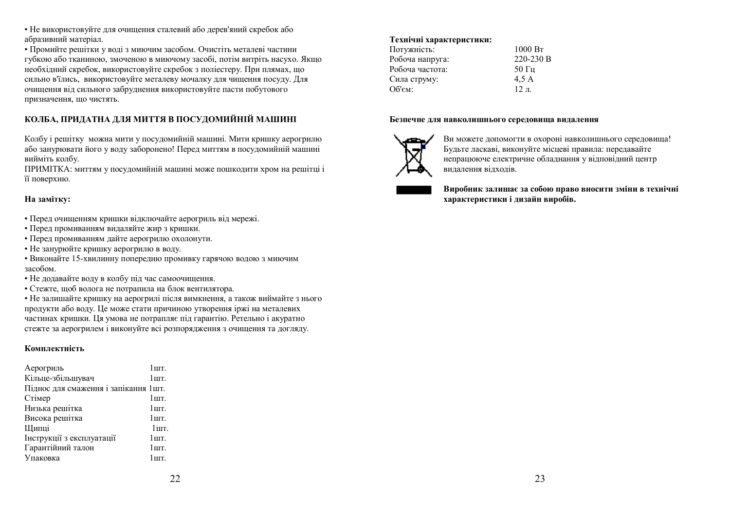• Не використовуйте для очищення сталевий або дерев'яний скребок або абразивний матеріал.

• Промийте решітки у воді з миючим засобом. Очистіть металеві частини губкою або тканиною, змоченою в миючому засобі, потім витріть насухо. Якщо необхідний скребок, використовуйте скребок з поліестеру. При плямах, що сильно в'їлись, використовуйте металеву мочалку для чищення посуду. Для очищення від сильного забруднення використовуйте пасти побутового призначення, що чистять.

**КОЛБА, ПРИДАТНА ДЛЯ МИТТЯ В ПОСУДОМИЙНІЙ МАШИНІ**

Колбу і решітку можна мити у посудомийній машині. Мити кришку аерогрилю або занурювати його у воду заборонено! Перед миттям в посудомийній машині вийміть колбу.

ПРИМІТКА: миттям у посудомийній машині може пошкодити хром на решітці і її поверхню.

**На замітку:**

• Перед очищенням кришки відключайте аерогриль від мережі.
• Перед промиванням видаляйте жир з кришки.
• Перед промиванням дайте аерогрилю охолонути.
• Не занурюйте кришку аерогрилю в воду.
• Виконайте 15-хвилинну попередню промивку гарячою водою з миючим засобом.
• Не додавайте воду в колбу під час самоочищення.
• Стежте, щоб волога не потрапила на блок вентилятора.
• Не залишайте кришку на аерогрилі після вимкнення, а також виймайте з нього продукти або воду. Це може стати причиною утворення іржі на металевих частинах кришки. Ця умова не потрапляє під гарантію. Ретельно і акуратно стежте за аерогрилем і виконуйте всі розпорядження з очищення та догляду.

**Комплектність**

| | |
|---|---|
| Аерогриль | 1шт. |
| Кільце-збільшувач | 1шт. |
| Піднос для смаження і запікання | 1шт. |
| Стімер | 1шт. |
| Низька решітка | 1шт. |
| Висока решітка | 1шт. |
| Щипці | 1шт. |
| Інструкції з експлуатації | 1шт. |
| Гарантійний талон | 1шт. |
| Упаковка | 1шт. |

**Технічні характеристики:**

| | |
|---|---|
| Потужність: | 1000 Вт |
| Робоча напруга: | 220-230 В |
| Робоча частота: | 50 Гц |
| Сила струму: | 4,5 А |
| Об'єм: | 12 л. |

**Безпечне для навколишнього середовища видалення**

Ви можете допомогти в охороні навколишнього середовища! Будьте ласкаві, виконуйте місцеві правила: передавайте непрацююче електричне обладнання у відповідний центр видалення відходів.

**Виробник залишає за собою право вносити зміни в технічні характеристики і дизайн виробів.**